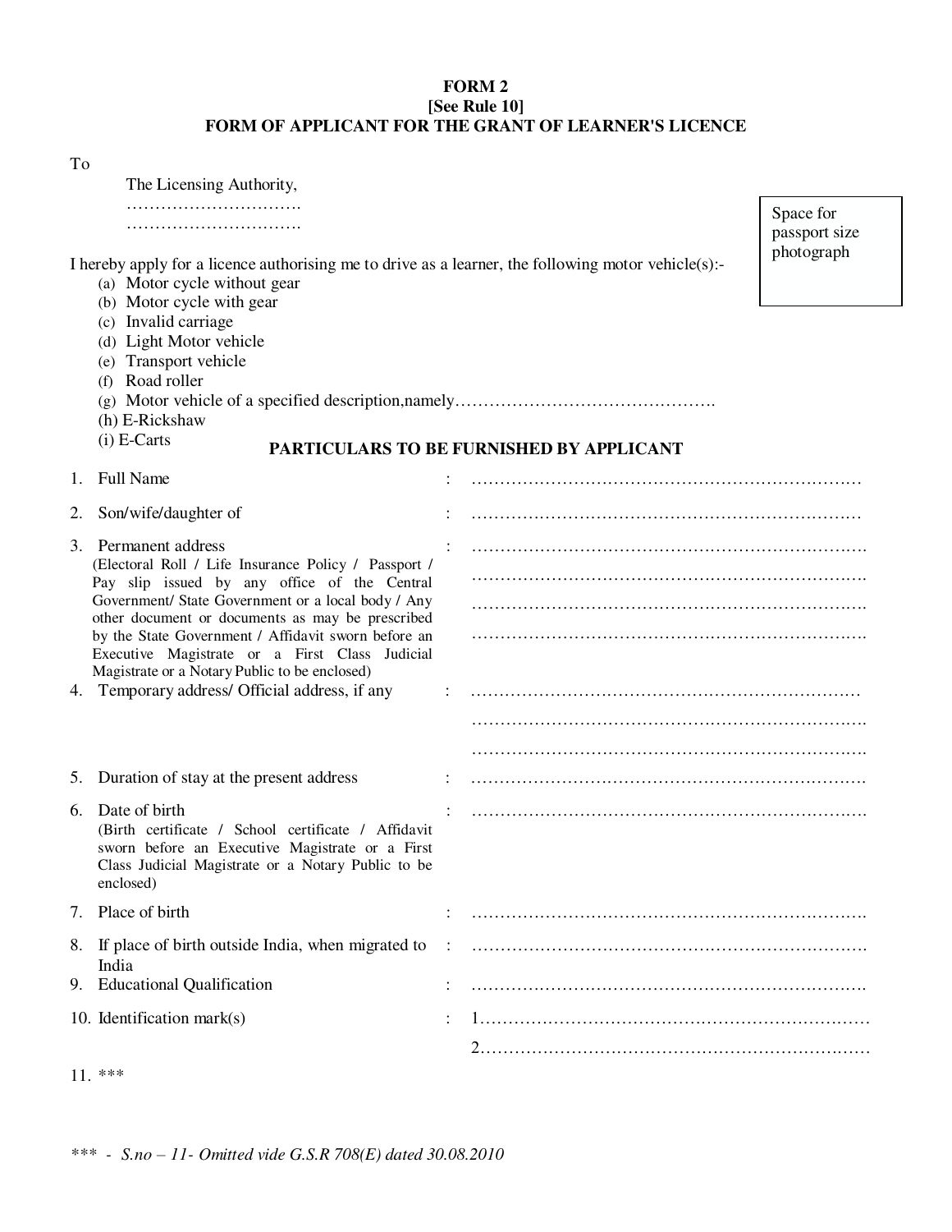**FORM 2**
**[See Rule 10]**
**FORM OF APPLICANT FOR THE GRANT OF LEARNER'S LICENCE**

To

The Licensing Authority,
………………………….
………………………….

Space for passport size photograph

I hereby apply for a licence authorising me to drive as a learner, the following motor vehicle(s):-

(a) Motor cycle without gear
(b) Motor cycle with gear
(c) Invalid carriage
(d) Light Motor vehicle
(e) Transport vehicle
(f) Road roller
(g) Motor vehicle of a specified description,namely……………………………………….
(h) E-Rickshaw
(i) E-Carts

**PARTICULARS TO BE FURNISHED BY APPLICANT**

1. Full Name : ……………………………………………………………
2. Son/wife/daughter of : ……………………………………………………………
3. Permanent address (Electoral Roll / Life Insurance Policy / Passport / Pay slip issued by any office of the Central Government/ State Government or a local body / Any other document or documents as may be prescribed by the State Government / Affidavit sworn before an Executive Magistrate or a First Class Judicial Magistrate or a Notary Public to be enclosed) : ……………………………………………………………
……………………………………………………………
……………………………………………………………
……………………………………………………………
4. Temporary address/ Official address, if any : ……………………………………………………………
……………………………………………………………
……………………………………………………………
5. Duration of stay at the present address : ……………………………………………………………
6. Date of birth (Birth certificate / School certificate / Affidavit sworn before an Executive Magistrate or a First Class Judicial Magistrate or a Notary Public to be enclosed) : ……………………………………………………………
7. Place of birth : ……………………………………………………………
8. If place of birth outside India, when migrated to India : ……………………………………………………………
9. Educational Qualification : ……………………………………………………………
10. Identification mark(s) : 1……………………………………………………………
2……………………………………………………………
11. ***

*\*\*\* - S.no – 11- Omitted vide G.S.R 708(E) dated 30.08.2010*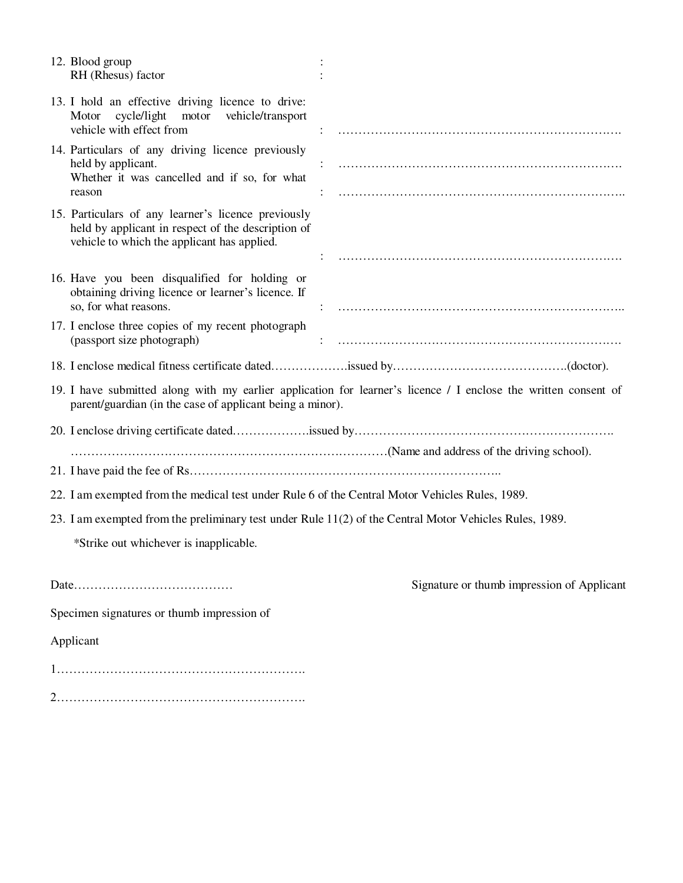12. Blood group :
    RH (Rhesus) factor :

13. I hold an effective driving licence to drive: Motor cycle/light motor vehicle/transport vehicle with effect from : ……………………………………………………………….

14. Particulars of any driving licence previously held by applicant. : ……………………………………………………………….
    Whether it was cancelled and if so, for what reason : ……………………………………………………………….

15. Particulars of any learner's licence previously held by applicant in respect of the description of vehicle to which the applicant has applied. : ……………………………………………………………….

16. Have you been disqualified for holding or obtaining driving licence or learner's licence. If so, for what reasons. : ……………………………………………………………….

17. I enclose three copies of my recent photograph (passport size photograph) : ……………………………………………………………….

18. I enclose medical fitness certificate dated……………….issued by…………………………………….(doctor).

19. I have submitted along with my earlier application for learner's licence / I enclose the written consent of parent/guardian (in the case of applicant being a minor).

20. I enclose driving certificate dated……………….issued by……………………………………………………….
    ……………………………………………………………………(Name and address of the driving school).

21. I have paid the fee of Rs…………………………………………………………………..

22. I am exempted from the medical test under Rule 6 of the Central Motor Vehicles Rules, 1989.

23. I am exempted from the preliminary test under Rule 11(2) of the Central Motor Vehicles Rules, 1989.

    *Strike out whichever is inapplicable.

Date…………………………………        Signature or thumb impression of Applicant

Specimen signatures or thumb impression of

Applicant

1…………………………………………………….

2…………………………………………………….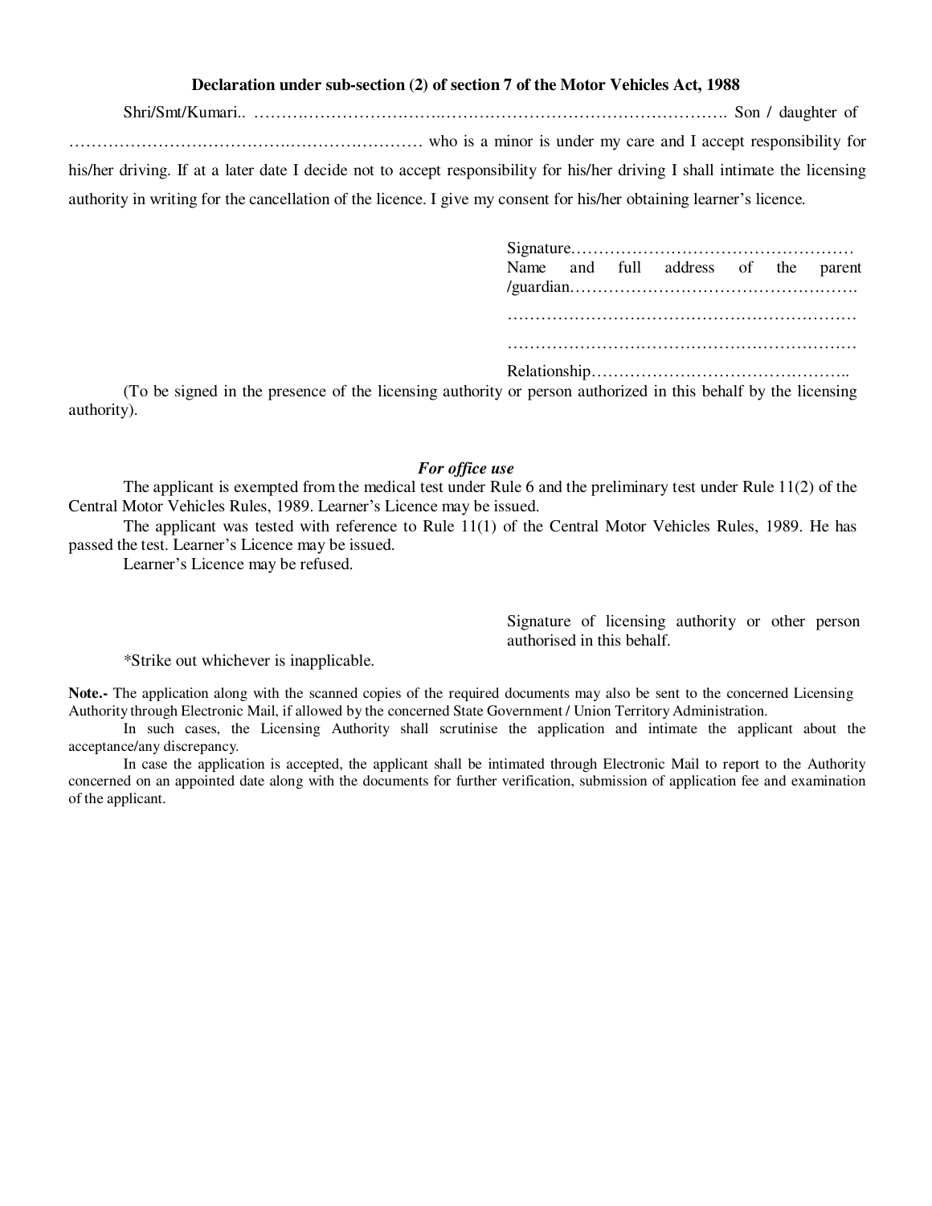**Declaration under sub-section (2) of section 7 of the Motor Vehicles Act, 1988**

Shri/Smt/Kumari.. …………………………….……………………………………………. Son / daughter of ………………………………….……………………… who is a minor is under my care and I accept responsibility for his/her driving. If at a later date I decide not to accept responsibility for his/her driving I shall intimate the licensing authority in writing for the cancellation of the licence. I give my consent for his/her obtaining learner's licence.

Signature……………………………………………
Name and full address of the parent /guardian…………………………………………….
………………………………………………………
………………………………………………………
Relationship………………………………………..

(To be signed in the presence of the licensing authority or person authorized in this behalf by the licensing authority).

***For office use***

The applicant is exempted from the medical test under Rule 6 and the preliminary test under Rule 11(2) of the Central Motor Vehicles Rules, 1989. Learner's Licence may be issued.

The applicant was tested with reference to Rule 11(1) of the Central Motor Vehicles Rules, 1989. He has passed the test. Learner's Licence may be issued.

Learner's Licence may be refused.

Signature of licensing authority or other person authorised in this behalf.

*Strike out whichever is inapplicable.

**Note.-** The application along with the scanned copies of the required documents may also be sent to the concerned Licensing Authority through Electronic Mail, if allowed by the concerned State Government / Union Territory Administration.

In such cases, the Licensing Authority shall scrutinise the application and intimate the applicant about the acceptance/any discrepancy.

In case the application is accepted, the applicant shall be intimated through Electronic Mail to report to the Authority concerned on an appointed date along with the documents for further verification, submission of application fee and examination of the applicant.